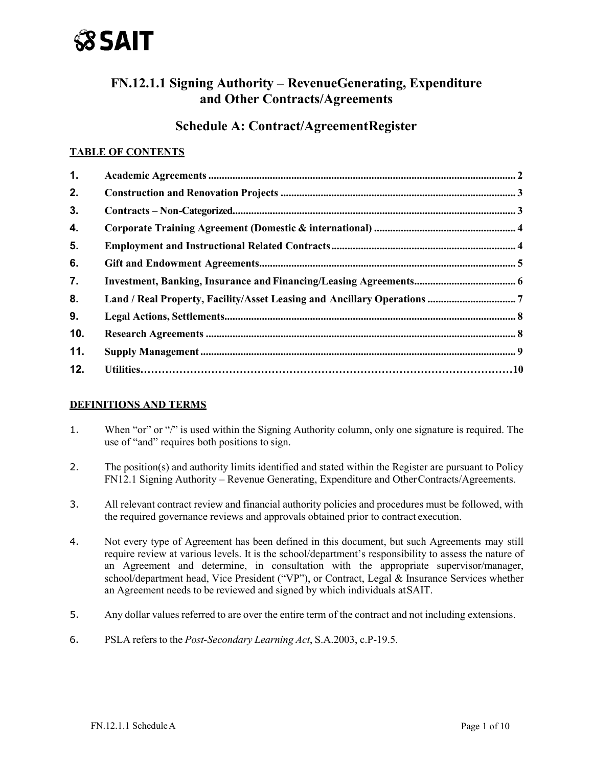# FN.12.1.1 Signing Authority – Revenue Generating, Expenditure and Other Contracts/Agreements

## Schedule A: Contract/Agreement Register

### TABLE OF CONTENTS

| | | |
|---|---|---|
| 1. | Academic Agreements | 2 |
| 2. | Construction and Renovation Projects | 3 |
| 3. | Contracts – Non-Categorized | 3 |
| 4. | Corporate Training Agreement (Domestic & international) | 4 |
| 5. | Employment and Instructional Related Contracts | 4 |
| 6. | Gift and Endowment Agreements | 5 |
| 7. | Investment, Banking, Insurance and Financing/Leasing Agreements | 6 |
| 8. | Land / Real Property, Facility/Asset Leasing and Ancillary Operations | 7 |
| 9. | Legal Actions, Settlements | 8 |
| 10. | Research Agreements | 8 |
| 11. | Supply Management | 9 |
| 12. | Utilities | 10 |

### DEFINITIONS AND TERMS

1. When "or" or "/" is used within the Signing Authority column, only one signature is required. The use of "and" requires both positions to sign.
2. The position(s) and authority limits identified and stated within the Register are pursuant to Policy FN12.1 Signing Authority – Revenue Generating, Expenditure and Other Contracts/Agreements.
3. All relevant contract review and financial authority policies and procedures must be followed, with the required governance reviews and approvals obtained prior to contract execution.
4. Not every type of Agreement has been defined in this document, but such Agreements may still require review at various levels. It is the school/department's responsibility to assess the nature of an Agreement and determine, in consultation with the appropriate supervisor/manager, school/department head, Vice President ("VP"), or Contract, Legal & Insurance Services whether an Agreement needs to be reviewed and signed by which individuals at SAIT.
5. Any dollar values referred to are over the entire term of the contract and not including extensions.
6. PSLA refers to the *Post-Secondary Learning Act*, S.A.2003, c.P-19.5.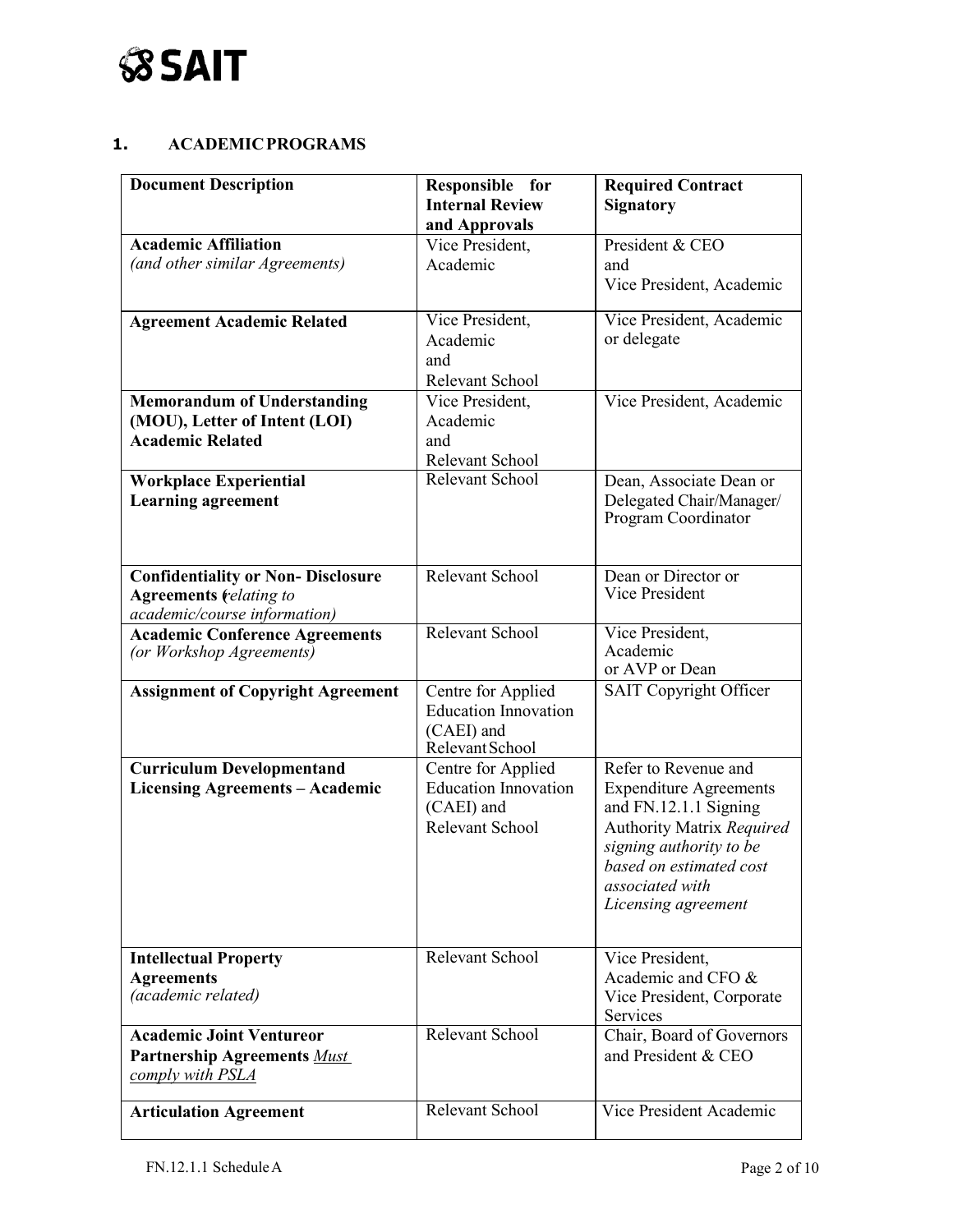## 1. ACADEMIC PROGRAMS

| Document Description | Responsible for Internal Review and Approvals | Required Contract Signatory |
|---|---|---|
| **Academic Affiliation** *(and other similar Agreements)* | Vice President, Academic | President & CEO and Vice President, Academic |
| **Agreement Academic Related** | Vice President, Academic and Relevant School | Vice President, Academic or delegate |
| **Memorandum of Understanding (MOU), Letter of Intent (LOI) Academic Related** | Vice President, Academic and Relevant School | Vice President, Academic |
| **Workplace Experiential Learning agreement** | Relevant School | Dean, Associate Dean or Delegated Chair/Manager/ Program Coordinator |
| **Confidentiality or Non- Disclosure Agreements** *(relating to academic/course information)* | Relevant School | Dean or Director or Vice President |
| **Academic Conference Agreements** *(or Workshop Agreements)* | Relevant School | Vice President, Academic or AVP or Dean |
| **Assignment of Copyright Agreement** | Centre for Applied Education Innovation (CAEI) and Relevant School | SAIT Copyright Officer |
| **Curriculum Developmentand Licensing Agreements – Academic** | Centre for Applied Education Innovation (CAEI) and Relevant School | Refer to Revenue and Expenditure Agreements and FN.12.1.1 Signing Authority Matrix *Required signing authority to be based on estimated cost associated with Licensing agreement* |
| **Intellectual Property Agreements** *(academic related)* | Relevant School | Vice President, Academic and CFO & Vice President, Corporate Services |
| **Academic Joint Ventureor Partnership Agreements** *Must comply with PSLA* | Relevant School | Chair, Board of Governors and President & CEO |
| **Articulation Agreement** | Relevant School | Vice President Academic |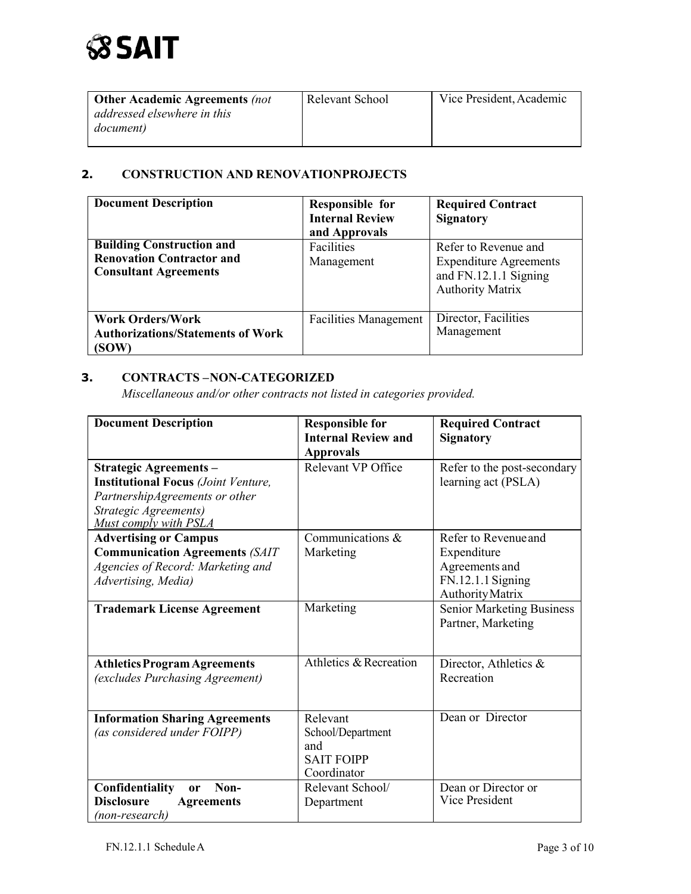| **Other Academic Agreements** *(not addressed elsewhere in this document)* | Relevant School | Vice President, Academic |
|---|---|---|

## 2. CONSTRUCTION AND RENOVATIONPROJECTS

| **Document Description** | **Responsible for Internal Review and Approvals** | **Required Contract Signatory** |
|---|---|---|
| **Building Construction and Renovation Contractor and Consultant Agreements** | Facilities Management | Refer to Revenue and Expenditure Agreements and FN.12.1.1 Signing Authority Matrix |
| **Work Orders/Work Authorizations/Statements of Work (SOW)** | Facilities Management | Director, Facilities Management |

## 3. CONTRACTS –NON-CATEGORIZED

*Miscellaneous and/or other contracts not listed in categories provided.*

| **Document Description** | **Responsible for Internal Review and Approvals** | **Required Contract Signatory** |
|---|---|---|
| **Strategic Agreements – Institutional Focus** *(Joint Venture, PartnershipAgreements or other Strategic Agreements)* *Must comply with PSLA* | Relevant VP Office | Refer to the post-secondary learning act (PSLA) |
| **Advertising or Campus Communication Agreements** *(SAIT Agencies of Record: Marketing and Advertising, Media)* | Communications & Marketing | Refer to Revenueand Expenditure Agreements and FN.12.1.1 Signing AuthorityMatrix |
| **Trademark License Agreement** | Marketing | Senior Marketing Business Partner, Marketing |
| **AthleticsProgramAgreements** *(excludes Purchasing Agreement)* | Athletics & Recreation | Director, Athletics & Recreation |
| **Information Sharing Agreements** *(as considered under FOIPP)* | Relevant School/Department and SAIT FOIPP Coordinator | Dean or Director |
| **Confidentiality or Non-Disclosure Agreements** *(non-research)* | Relevant School/ Department | Dean or Director or Vice President |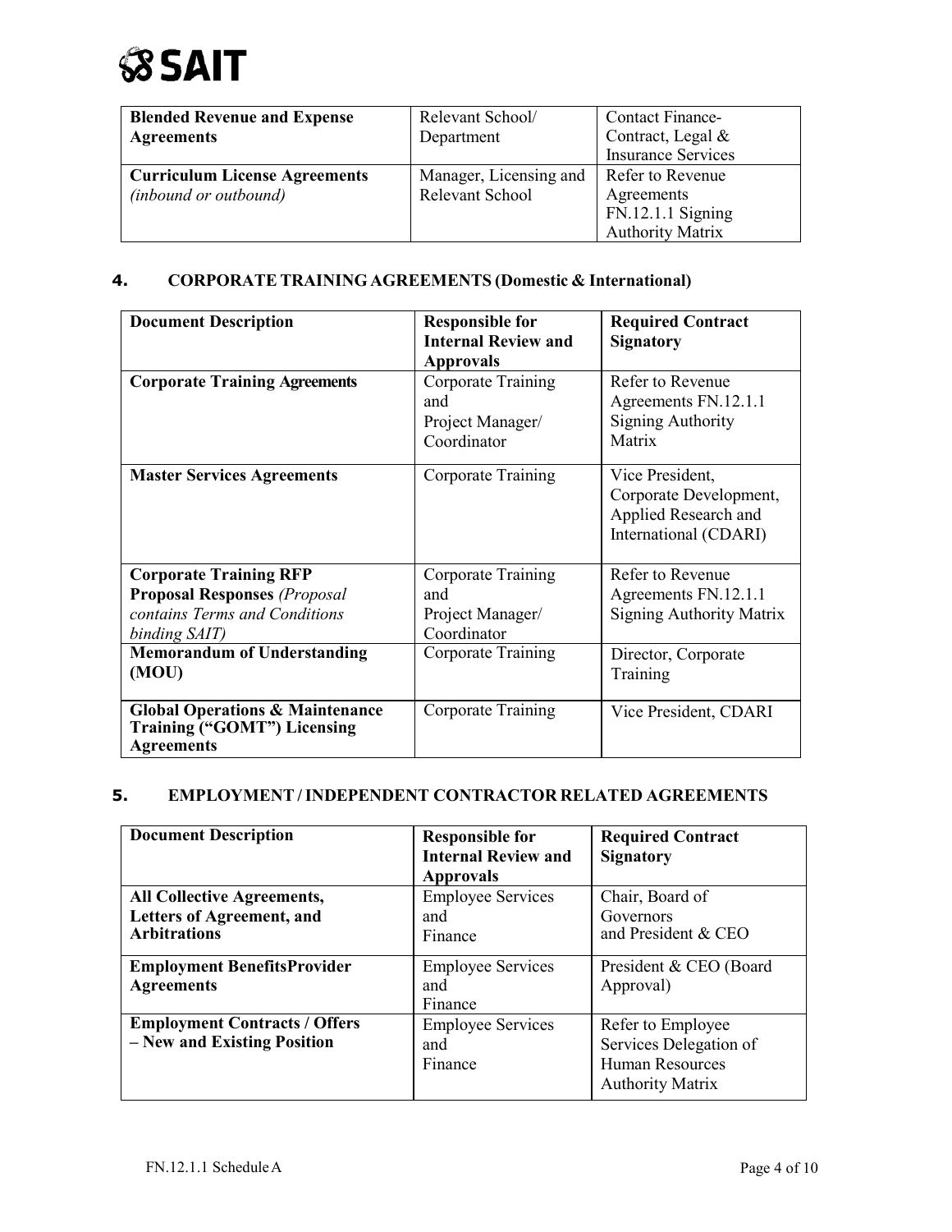| | | |
|---|---|---|
| **Blended Revenue and Expense Agreements** | Relevant School/ Department | Contact Finance-Contract, Legal & Insurance Services |
| **Curriculum License Agreements** *(inbound or outbound)* | Manager, Licensing and Relevant School | Refer to Revenue Agreements FN.12.1.1 Signing Authority Matrix |

## 4. CORPORATE TRAINING AGREEMENTS (Domestic & International)

| Document Description | Responsible for Internal Review and Approvals | Required Contract Signatory |
|---|---|---|
| **Corporate Training Agreements** | Corporate Training and Project Manager/ Coordinator | Refer to Revenue Agreements FN.12.1.1 Signing Authority Matrix |
| **Master Services Agreements** | Corporate Training | Vice President, Corporate Development, Applied Research and International (CDARI) |
| **Corporate Training RFP Proposal Responses** *(Proposal contains Terms and Conditions binding SAIT)* | Corporate Training and Project Manager/ Coordinator | Refer to Revenue Agreements FN.12.1.1 Signing Authority Matrix |
| **Memorandum of Understanding (MOU)** | Corporate Training | Director, Corporate Training |
| **Global Operations & Maintenance Training ("GOMT") Licensing Agreements** | Corporate Training | Vice President, CDARI |

## 5. EMPLOYMENT / INDEPENDENT CONTRACTOR RELATED AGREEMENTS

| Document Description | Responsible for Internal Review and Approvals | Required Contract Signatory |
|---|---|---|
| **All Collective Agreements, Letters of Agreement, and Arbitrations** | Employee Services and Finance | Chair, Board of Governors and President & CEO |
| **Employment BenefitsProvider Agreements** | Employee Services and Finance | President & CEO (Board Approval) |
| **Employment Contracts / Offers – New and Existing Position** | Employee Services and Finance | Refer to Employee Services Delegation of Human Resources Authority Matrix |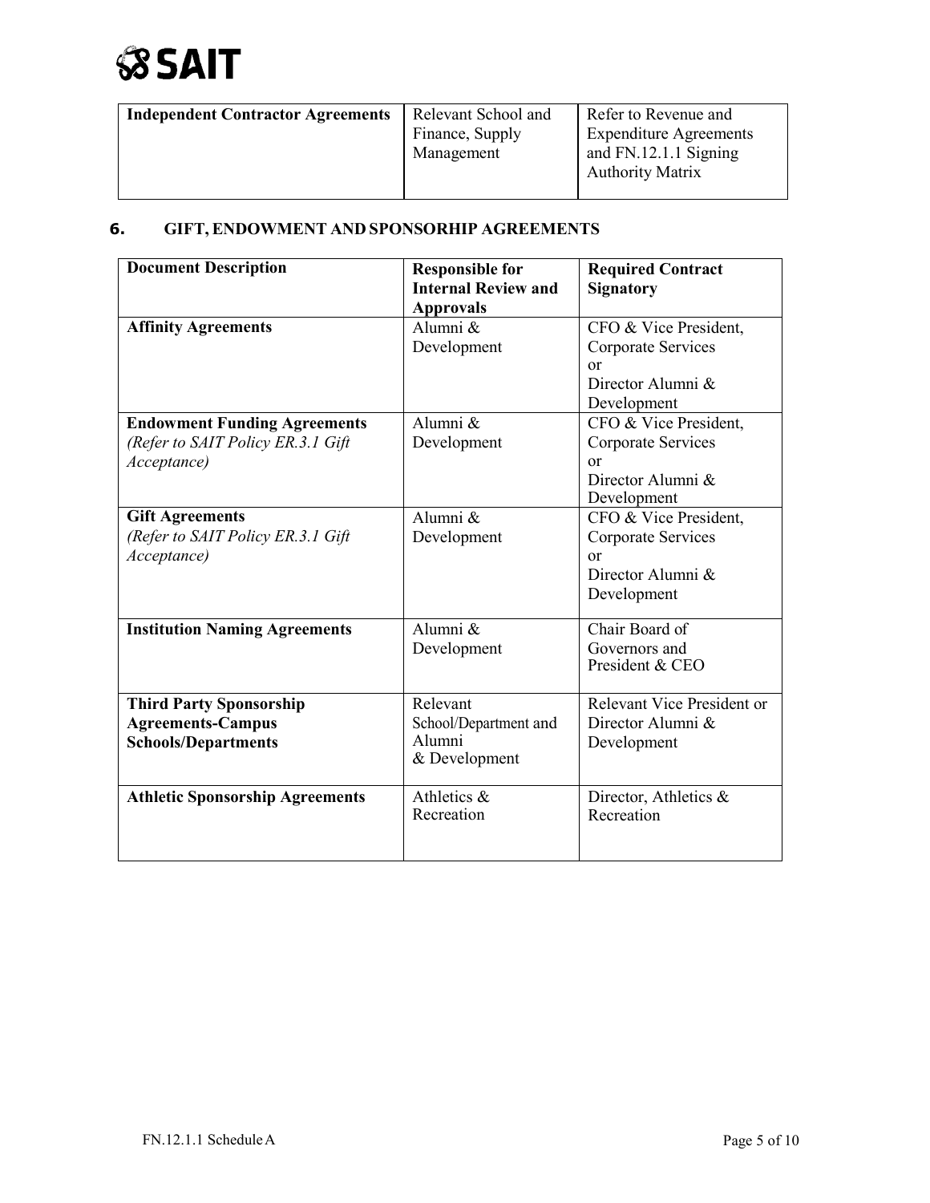| Independent Contractor Agreements | Relevant School and Finance, Supply Management | Refer to Revenue and Expenditure Agreements and FN.12.1.1 Signing Authority Matrix |
|---|---|---|

## 6. GIFT, ENDOWMENT AND SPONSORHIP AGREEMENTS

| Document Description | Responsible for Internal Review and Approvals | Required Contract Signatory |
|---|---|---|
| **Affinity Agreements** | Alumni & Development | CFO & Vice President, Corporate Services or Director Alumni & Development |
| **Endowment Funding Agreements** *(Refer to SAIT Policy ER.3.1 Gift Acceptance)* | Alumni & Development | CFO & Vice President, Corporate Services or Director Alumni & Development |
| **Gift Agreements** *(Refer to SAIT Policy ER.3.1 Gift Acceptance)* | Alumni & Development | CFO & Vice President, Corporate Services or Director Alumni & Development |
| **Institution Naming Agreements** | Alumni & Development | Chair Board of Governors and President & CEO |
| **Third Party Sponsorship Agreements-Campus Schools/Departments** | Relevant School/Department and Alumni & Development | Relevant Vice President or Director Alumni & Development |
| **Athletic Sponsorship Agreements** | Athletics & Recreation | Director, Athletics & Recreation |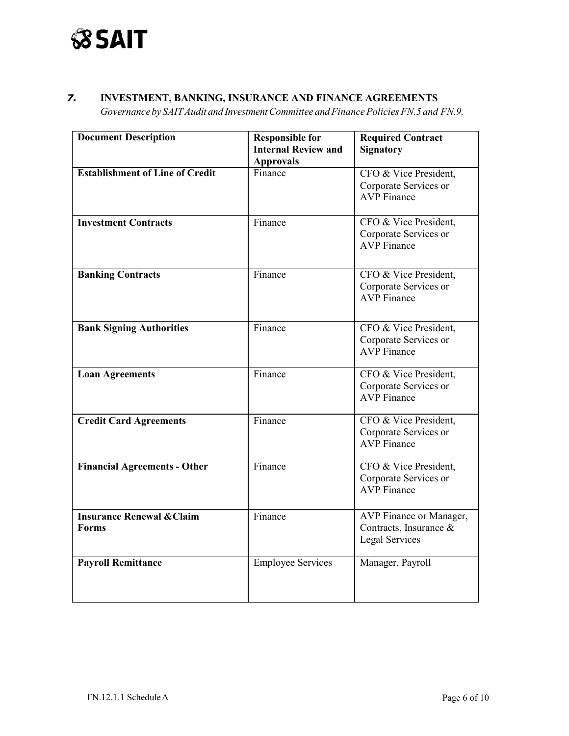## 7. INVESTMENT, BANKING, INSURANCE AND FINANCE AGREEMENTS

*Governance by SAIT Audit and Investment Committee and Finance Policies FN.5 and FN.9.*

| Document Description | Responsible for Internal Review and Approvals | Required Contract Signatory |
|---|---|---|
| **Establishment of Line of Credit** | Finance | CFO & Vice President, Corporate Services or AVP Finance |
| **Investment Contracts** | Finance | CFO & Vice President, Corporate Services or AVP Finance |
| **Banking Contracts** | Finance | CFO & Vice President, Corporate Services or AVP Finance |
| **Bank Signing Authorities** | Finance | CFO & Vice President, Corporate Services or AVP Finance |
| **Loan Agreements** | Finance | CFO & Vice President, Corporate Services or AVP Finance |
| **Credit Card Agreements** | Finance | CFO & Vice President, Corporate Services or AVP Finance |
| **Financial Agreements - Other** | Finance | CFO & Vice President, Corporate Services or AVP Finance |
| **Insurance Renewal &Claim Forms** | Finance | AVP Finance or Manager, Contracts, Insurance & Legal Services |
| **Payroll Remittance** | Employee Services | Manager, Payroll |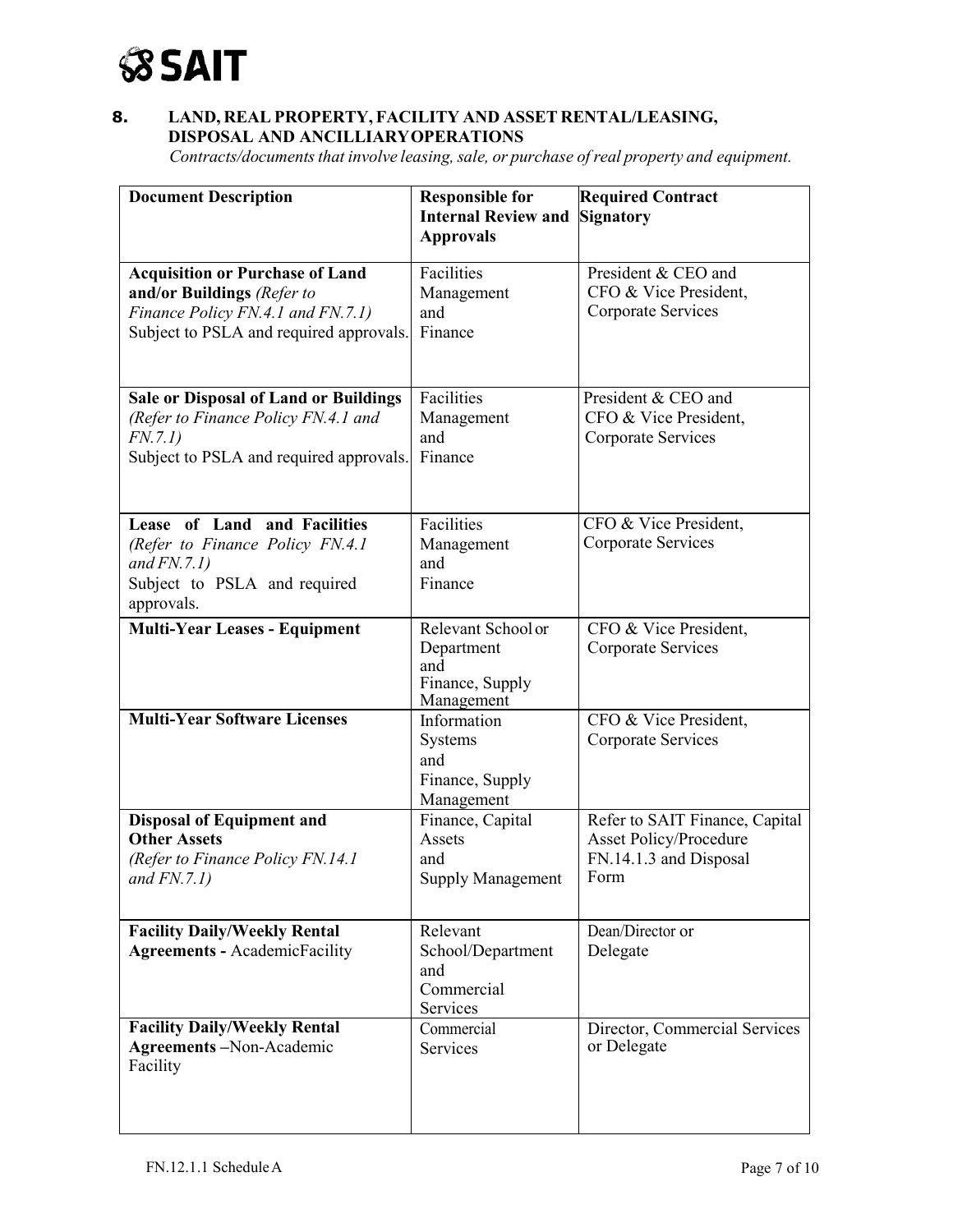## 8. LAND, REAL PROPERTY, FACILITY AND ASSET RENTAL/LEASING, DISPOSAL AND ANCILLIARY OPERATIONS

*Contracts/documents that involve leasing, sale, or purchase of real property and equipment.*

| Document Description | Responsible for Internal Review and Approvals | Required Contract Signatory |
|---|---|---|
| **Acquisition or Purchase of Land and/or Buildings** *(Refer to Finance Policy FN.4.1 and FN.7.1)* Subject to PSLA and required approvals. | Facilities Management and Finance | President & CEO and CFO & Vice President, Corporate Services |
| **Sale or Disposal of Land or Buildings** *(Refer to Finance Policy FN.4.1 and FN.7.1)* Subject to PSLA and required approvals. | Facilities Management and Finance | President & CEO and CFO & Vice President, Corporate Services |
| **Lease of Land and Facilities** *(Refer to Finance Policy FN.4.1 and FN.7.1)* Subject to PSLA and required approvals. | Facilities Management and Finance | CFO & Vice President, Corporate Services |
| **Multi-Year Leases - Equipment** | Relevant School or Department and Finance, Supply Management | CFO & Vice President, Corporate Services |
| **Multi-Year Software Licenses** | Information Systems and Finance, Supply Management | CFO & Vice President, Corporate Services |
| **Disposal of Equipment and Other Assets** *(Refer to Finance Policy FN.14.1 and FN.7.1)* | Finance, Capital Assets and Supply Management | Refer to SAIT Finance, Capital Asset Policy/Procedure FN.14.1.3 and Disposal Form |
| **Facility Daily/Weekly Rental Agreements -** AcademicFacility | Relevant School/Department and Commercial Services | Dean/Director or Delegate |
| **Facility Daily/Weekly Rental Agreements –**Non-Academic Facility | Commercial Services | Director, Commercial Services or Delegate |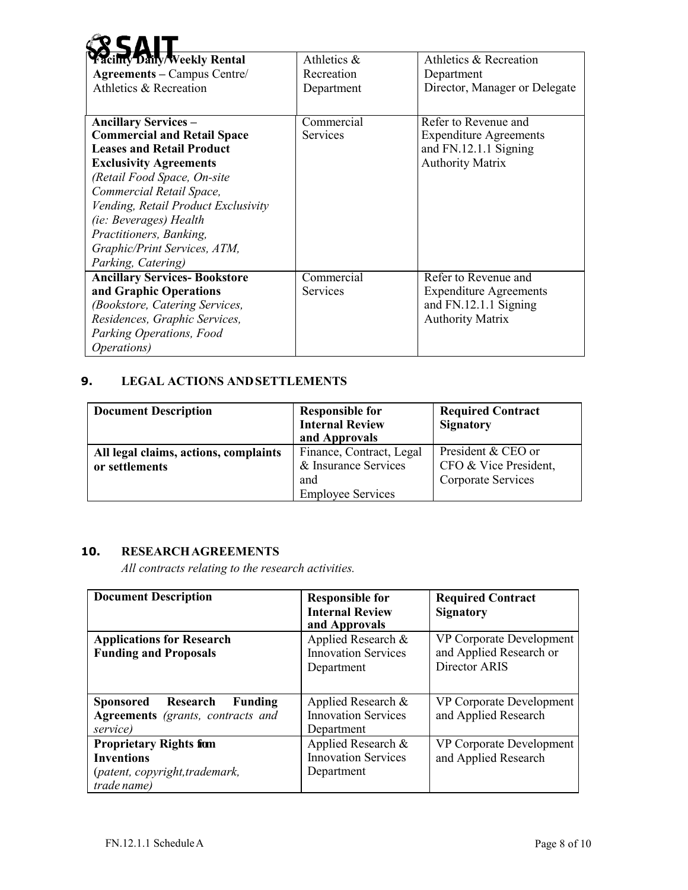| | | |
|---|---|---|
| **Facility Daily/Weekly Rental Agreements** – Campus Centre/ Athletics & Recreation | Athletics & Recreation Department | Athletics & Recreation Department Director, Manager or Delegate |
| **Ancillary Services – Commercial and Retail Space Leases and Retail Product Exclusivity Agreements** *(Retail Food Space, On-site Commercial Retail Space, Vending, Retail Product Exclusivity (ie: Beverages) Health Practitioners, Banking, Graphic/Print Services, ATM, Parking, Catering)* | Commercial Services | Refer to Revenue and Expenditure Agreements and FN.12.1.1 Signing Authority Matrix |
| **Ancillary Services- Bookstore and Graphic Operations** *(Bookstore, Catering Services, Residences, Graphic Services, Parking Operations, Food Operations)* | Commercial Services | Refer to Revenue and Expenditure Agreements and FN.12.1.1 Signing Authority Matrix |

## 9. LEGAL ACTIONS AND SETTLEMENTS

| Document Description | Responsible for Internal Review and Approvals | Required Contract Signatory |
|---|---|---|
| **All legal claims, actions, complaints or settlements** | Finance, Contract, Legal & Insurance Services and Employee Services | President & CEO or CFO & Vice President, Corporate Services |

## 10. RESEARCH AGREEMENTS

*All contracts relating to the research activities.*

| Document Description | Responsible for Internal Review and Approvals | Required Contract Signatory |
|---|---|---|
| **Applications for Research Funding and Proposals** | Applied Research & Innovation Services Department | VP Corporate Development and Applied Research or Director ARIS |
| **Sponsored Research Funding Agreements** *(grants, contracts and service)* | Applied Research & Innovation Services Department | VP Corporate Development and Applied Research |
| **Proprietary Rights from Inventions** (*patent, copyright, trademark, trade name)* | Applied Research & Innovation Services Department | VP Corporate Development and Applied Research |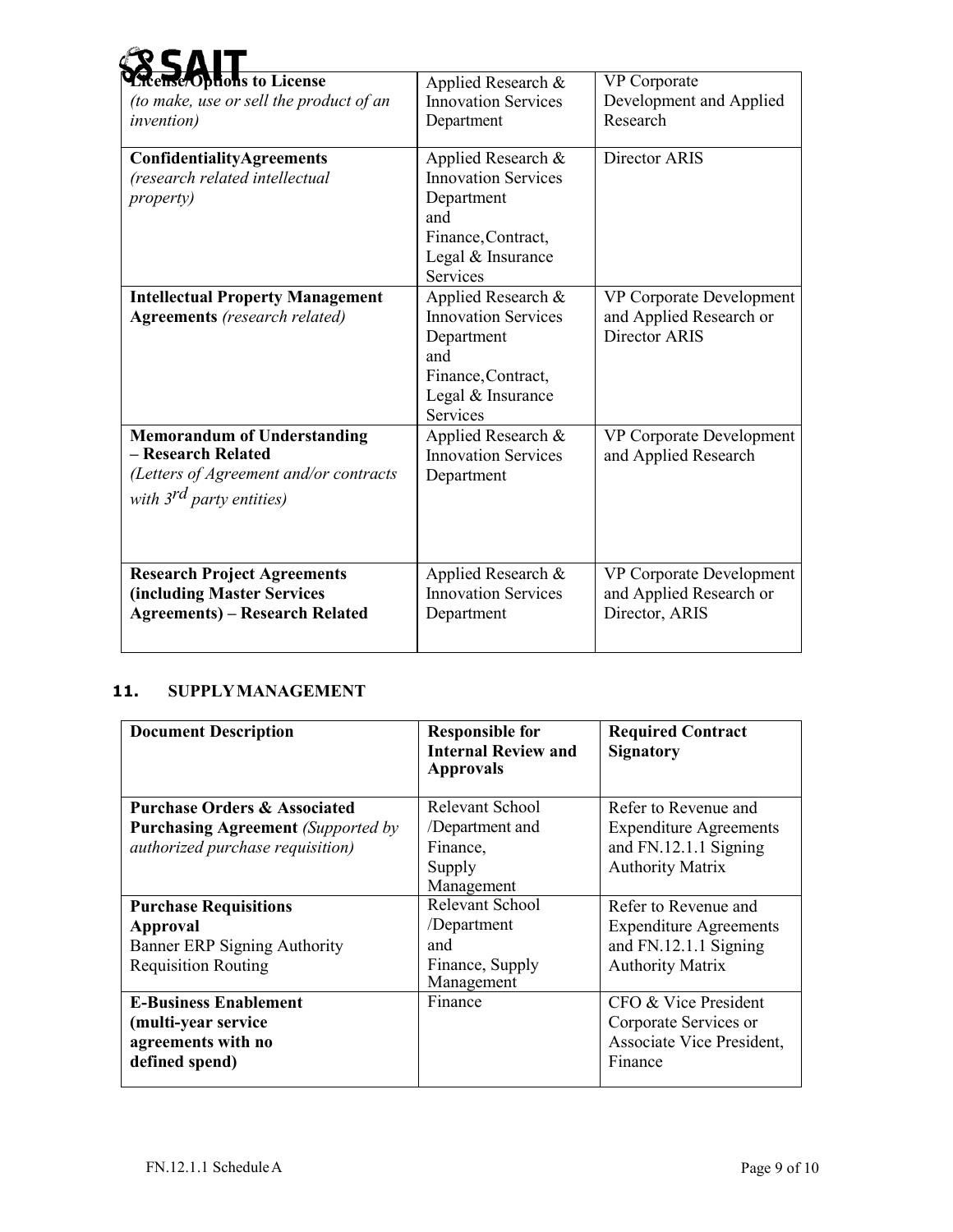| | | |
|---|---|---|
| **License/Options to License** *(to make, use or sell the product of an invention)* | Applied Research & Innovation Services Department | VP Corporate Development and Applied Research |
| **ConfidentialityAgreements** *(research related intellectual property)* | Applied Research & Innovation Services Department and Finance,Contract, Legal & Insurance Services | Director ARIS |
| **Intellectual Property Management Agreements** *(research related)* | Applied Research & Innovation Services Department and Finance,Contract, Legal & Insurance Services | VP Corporate Development and Applied Research or Director ARIS |
| **Memorandum of Understanding – Research Related** *(Letters of Agreement and/or contracts with 3rd party entities)* | Applied Research & Innovation Services Department | VP Corporate Development and Applied Research |
| **Research Project Agreements (including Master Services Agreements) – Research Related** | Applied Research & Innovation Services Department | VP Corporate Development and Applied Research or Director, ARIS |

## 11. SUPPLY MANAGEMENT

| Document Description | Responsible for Internal Review and Approvals | Required Contract Signatory |
|---|---|---|
| **Purchase Orders & Associated Purchasing Agreement** *(Supported by authorized purchase requisition)* | Relevant School /Department and Finance, Supply Management | Refer to Revenue and Expenditure Agreements and FN.12.1.1 Signing Authority Matrix |
| **Purchase Requisitions Approval** Banner ERP Signing Authority Requisition Routing | Relevant School /Department and Finance, Supply Management | Refer to Revenue and Expenditure Agreements and FN.12.1.1 Signing Authority Matrix |
| **E-Business Enablement (multi-year service agreements with no defined spend)** | Finance | CFO & Vice President Corporate Services or Associate Vice President, Finance |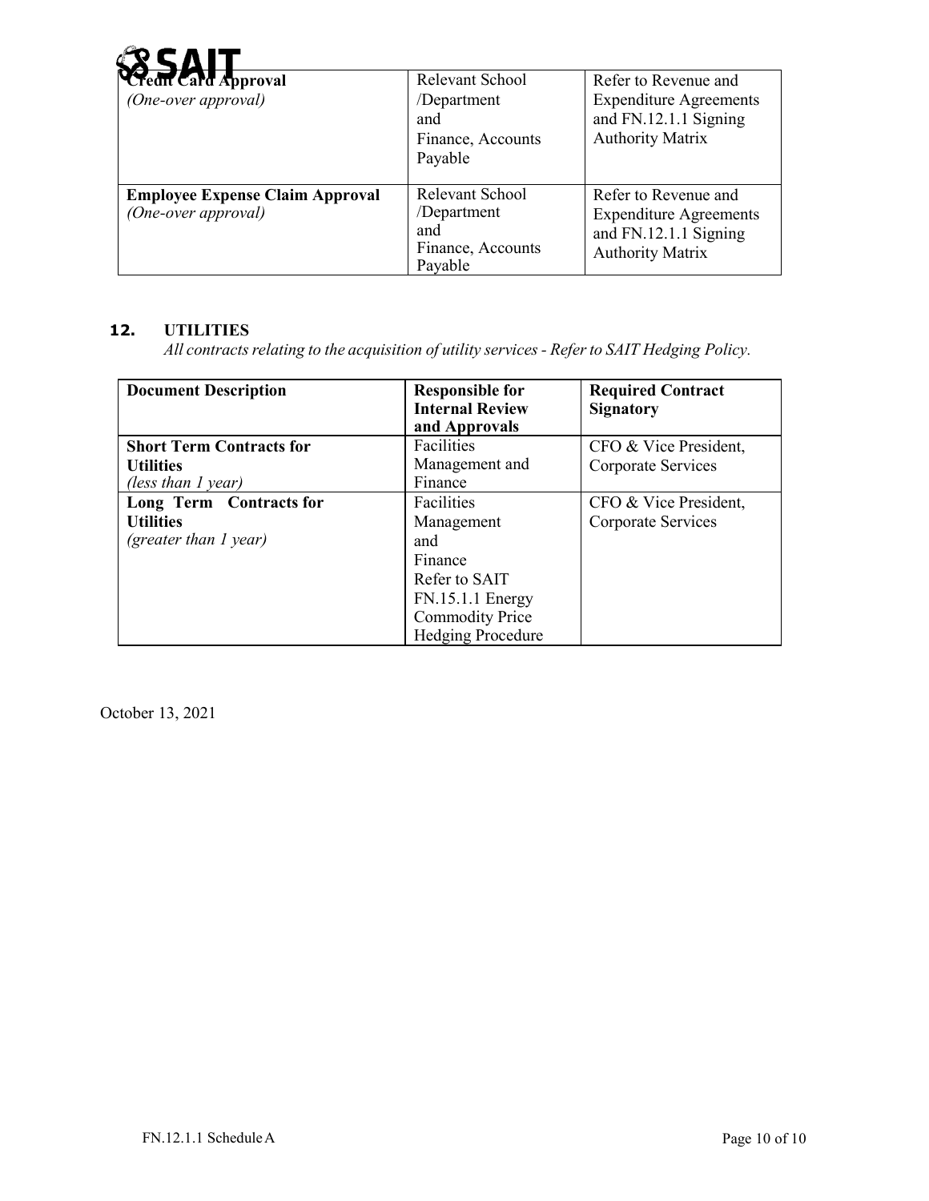| | | |
|---|---|---|
| **Credit Card Approval** *(One-over approval)* | Relevant School /Department and Finance, Accounts Payable | Refer to Revenue and Expenditure Agreements and FN.12.1.1 Signing Authority Matrix |
| **Employee Expense Claim Approval** *(One-over approval)* | Relevant School /Department and Finance, Accounts Payable | Refer to Revenue and Expenditure Agreements and FN.12.1.1 Signing Authority Matrix |

## 12. UTILITIES

*All contracts relating to the acquisition of utility services - Refer to SAIT Hedging Policy.*

| Document Description | Responsible for Internal Review and Approvals | Required Contract Signatory |
|---|---|---|
| **Short Term Contracts for Utilities** *(less than 1 year)* | Facilities Management and Finance | CFO & Vice President, Corporate Services |
| **Long Term Contracts for Utilities** *(greater than 1 year)* | Facilities Management and Finance Refer to SAIT FN.15.1.1 Energy Commodity Price Hedging Procedure | CFO & Vice President, Corporate Services |

October 13, 2021